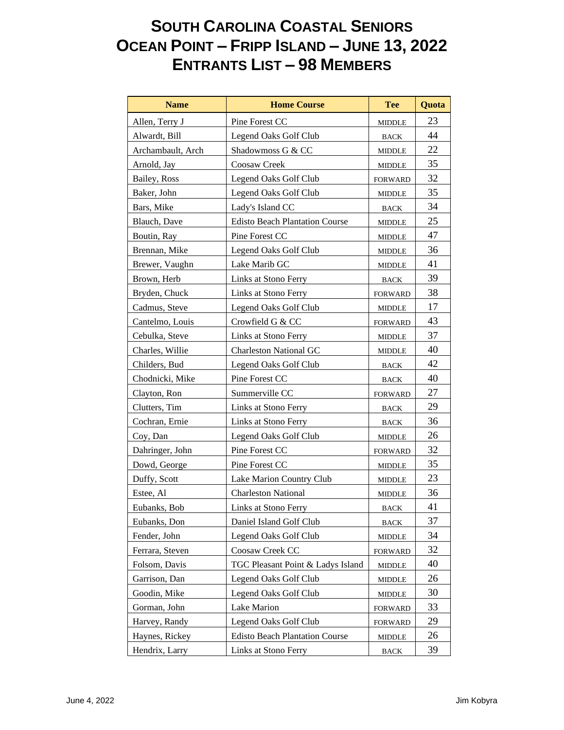# SOUTH CAROLINA COASTAL SENIORS
# OCEAN POINT – FRIPP ISLAND – JUNE 13, 2022
# ENTRANTS LIST – 98 MEMBERS

| Name | Home Course | Tee | Quota |
|---|---|---|---|
| Allen, Terry J | Pine Forest CC | MIDDLE | 23 |
| Alwardt, Bill | Legend Oaks Golf Club | BACK | 44 |
| Archambault, Arch | Shadowmoss G & CC | MIDDLE | 22 |
| Arnold, Jay | Coosaw Creek | MIDDLE | 35 |
| Bailey, Ross | Legend Oaks Golf Club | FORWARD | 32 |
| Baker, John | Legend Oaks Golf Club | MIDDLE | 35 |
| Bars, Mike | Lady's Island CC | BACK | 34 |
| Blauch, Dave | Edisto Beach Plantation Course | MIDDLE | 25 |
| Boutin, Ray | Pine Forest CC | MIDDLE | 47 |
| Brennan, Mike | Legend Oaks Golf Club | MIDDLE | 36 |
| Brewer, Vaughn | Lake Marib GC | MIDDLE | 41 |
| Brown, Herb | Links at Stono Ferry | BACK | 39 |
| Bryden, Chuck | Links at Stono Ferry | FORWARD | 38 |
| Cadmus, Steve | Legend Oaks Golf Club | MIDDLE | 17 |
| Cantelmo, Louis | Crowfield G & CC | FORWARD | 43 |
| Cebulka, Steve | Links at Stono Ferry | MIDDLE | 37 |
| Charles, Willie | Charleston National GC | MIDDLE | 40 |
| Childers, Bud | Legend Oaks Golf Club | BACK | 42 |
| Chodnicki, Mike | Pine Forest CC | BACK | 40 |
| Clayton, Ron | Summerville CC | FORWARD | 27 |
| Clutters, Tim | Links at Stono Ferry | BACK | 29 |
| Cochran, Ernie | Links at Stono Ferry | BACK | 36 |
| Coy, Dan | Legend Oaks Golf Club | MIDDLE | 26 |
| Dahringer, John | Pine Forest CC | FORWARD | 32 |
| Dowd, George | Pine Forest CC | MIDDLE | 35 |
| Duffy, Scott | Lake Marion Country Club | MIDDLE | 23 |
| Estee, Al | Charleston National | MIDDLE | 36 |
| Eubanks, Bob | Links at Stono Ferry | BACK | 41 |
| Eubanks, Don | Daniel Island Golf Club | BACK | 37 |
| Fender, John | Legend Oaks Golf Club | MIDDLE | 34 |
| Ferrara, Steven | Coosaw Creek CC | FORWARD | 32 |
| Folsom, Davis | TGC Pleasant Point & Ladys Island | MIDDLE | 40 |
| Garrison, Dan | Legend Oaks Golf Club | MIDDLE | 26 |
| Goodin, Mike | Legend Oaks Golf Club | MIDDLE | 30 |
| Gorman, John | Lake Marion | FORWARD | 33 |
| Harvey, Randy | Legend Oaks Golf Club | FORWARD | 29 |
| Haynes, Rickey | Edisto Beach Plantation Course | MIDDLE | 26 |
| Hendrix, Larry | Links at Stono Ferry | BACK | 39 |

June 4, 2022 Jim Kobyra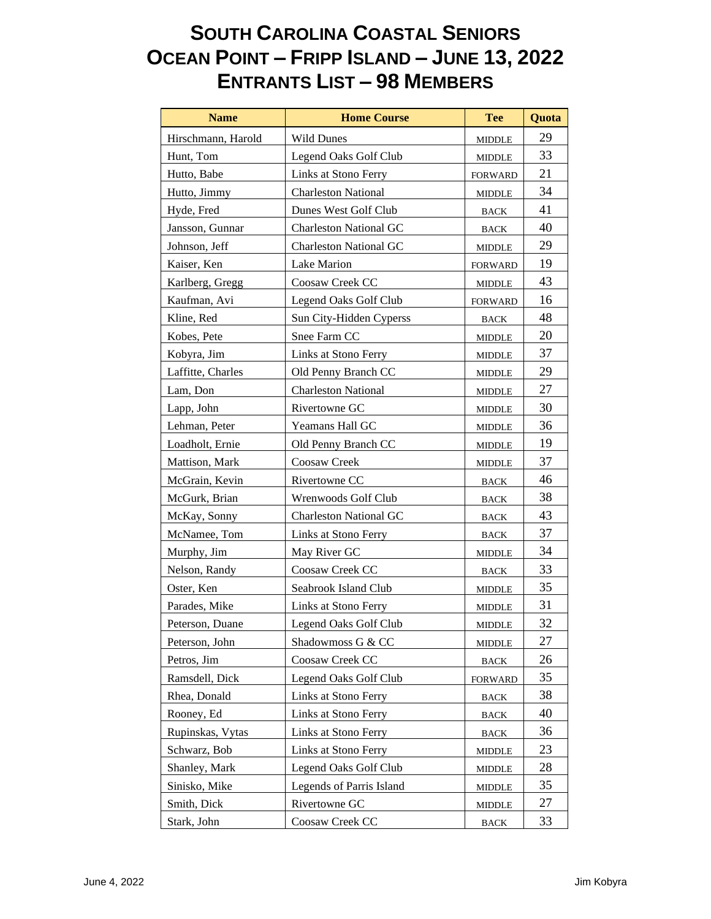# South Carolina Coastal Seniors
# Ocean Point – Fripp Island – June 13, 2022
# Entrants List – 98 Members

| Name | Home Course | Tee | Quota |
|---|---|---|---|
| Hirschmann, Harold | Wild Dunes | MIDDLE | 29 |
| Hunt, Tom | Legend Oaks Golf Club | MIDDLE | 33 |
| Hutto, Babe | Links at Stono Ferry | FORWARD | 21 |
| Hutto, Jimmy | Charleston National | MIDDLE | 34 |
| Hyde, Fred | Dunes West Golf Club | BACK | 41 |
| Jansson, Gunnar | Charleston National GC | BACK | 40 |
| Johnson, Jeff | Charleston National GC | MIDDLE | 29 |
| Kaiser, Ken | Lake Marion | FORWARD | 19 |
| Karlberg, Gregg | Coosaw Creek CC | MIDDLE | 43 |
| Kaufman, Avi | Legend Oaks Golf Club | FORWARD | 16 |
| Kline, Red | Sun City-Hidden Cyperss | BACK | 48 |
| Kobes, Pete | Snee Farm CC | MIDDLE | 20 |
| Kobyra, Jim | Links at Stono Ferry | MIDDLE | 37 |
| Laffitte, Charles | Old Penny Branch CC | MIDDLE | 29 |
| Lam, Don | Charleston National | MIDDLE | 27 |
| Lapp, John | Rivertowne GC | MIDDLE | 30 |
| Lehman, Peter | Yeamans Hall GC | MIDDLE | 36 |
| Loadholt, Ernie | Old Penny Branch CC | MIDDLE | 19 |
| Mattison, Mark | Coosaw Creek | MIDDLE | 37 |
| McGrain, Kevin | Rivertowne CC | BACK | 46 |
| McGurk, Brian | Wrenwoods Golf Club | BACK | 38 |
| McKay, Sonny | Charleston National GC | BACK | 43 |
| McNamee, Tom | Links at Stono Ferry | BACK | 37 |
| Murphy, Jim | May River GC | MIDDLE | 34 |
| Nelson, Randy | Coosaw Creek CC | BACK | 33 |
| Oster, Ken | Seabrook Island Club | MIDDLE | 35 |
| Parades, Mike | Links at Stono Ferry | MIDDLE | 31 |
| Peterson, Duane | Legend Oaks Golf Club | MIDDLE | 32 |
| Peterson, John | Shadowmoss G & CC | MIDDLE | 27 |
| Petros, Jim | Coosaw Creek CC | BACK | 26 |
| Ramsdell, Dick | Legend Oaks Golf Club | FORWARD | 35 |
| Rhea, Donald | Links at Stono Ferry | BACK | 38 |
| Rooney, Ed | Links at Stono Ferry | BACK | 40 |
| Rupinskas, Vytas | Links at Stono Ferry | BACK | 36 |
| Schwarz, Bob | Links at Stono Ferry | MIDDLE | 23 |
| Shanley, Mark | Legend Oaks Golf Club | MIDDLE | 28 |
| Sinisko, Mike | Legends of Parris Island | MIDDLE | 35 |
| Smith, Dick | Rivertowne GC | MIDDLE | 27 |
| Stark, John | Coosaw Creek CC | BACK | 33 |

June 4, 2022 Jim Kobyra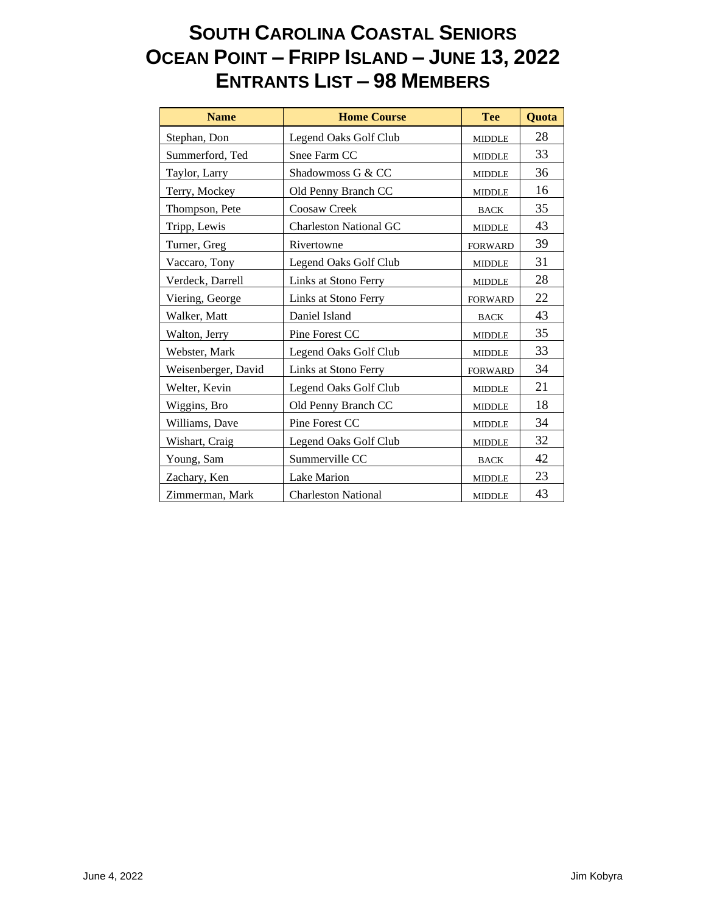# South Carolina Coastal Seniors
# Ocean Point – Fripp Island – June 13, 2022
# Entrants List – 98 Members

| Name | Home Course | Tee | Quota |
|---|---|---|---|
| Stephan, Don | Legend Oaks Golf Club | MIDDLE | 28 |
| Summerford, Ted | Snee Farm CC | MIDDLE | 33 |
| Taylor, Larry | Shadowmoss G & CC | MIDDLE | 36 |
| Terry, Mockey | Old Penny Branch CC | MIDDLE | 16 |
| Thompson, Pete | Coosaw Creek | BACK | 35 |
| Tripp, Lewis | Charleston National GC | MIDDLE | 43 |
| Turner, Greg | Rivertowne | FORWARD | 39 |
| Vaccaro, Tony | Legend Oaks Golf Club | MIDDLE | 31 |
| Verdeck, Darrell | Links at Stono Ferry | MIDDLE | 28 |
| Viering, George | Links at Stono Ferry | FORWARD | 22 |
| Walker, Matt | Daniel Island | BACK | 43 |
| Walton, Jerry | Pine Forest CC | MIDDLE | 35 |
| Webster, Mark | Legend Oaks Golf Club | MIDDLE | 33 |
| Weisenberger, David | Links at Stono Ferry | FORWARD | 34 |
| Welter, Kevin | Legend Oaks Golf Club | MIDDLE | 21 |
| Wiggins, Bro | Old Penny Branch CC | MIDDLE | 18 |
| Williams, Dave | Pine Forest CC | MIDDLE | 34 |
| Wishart, Craig | Legend Oaks Golf Club | MIDDLE | 32 |
| Young, Sam | Summerville CC | BACK | 42 |
| Zachary, Ken | Lake Marion | MIDDLE | 23 |
| Zimmerman, Mark | Charleston National | MIDDLE | 43 |